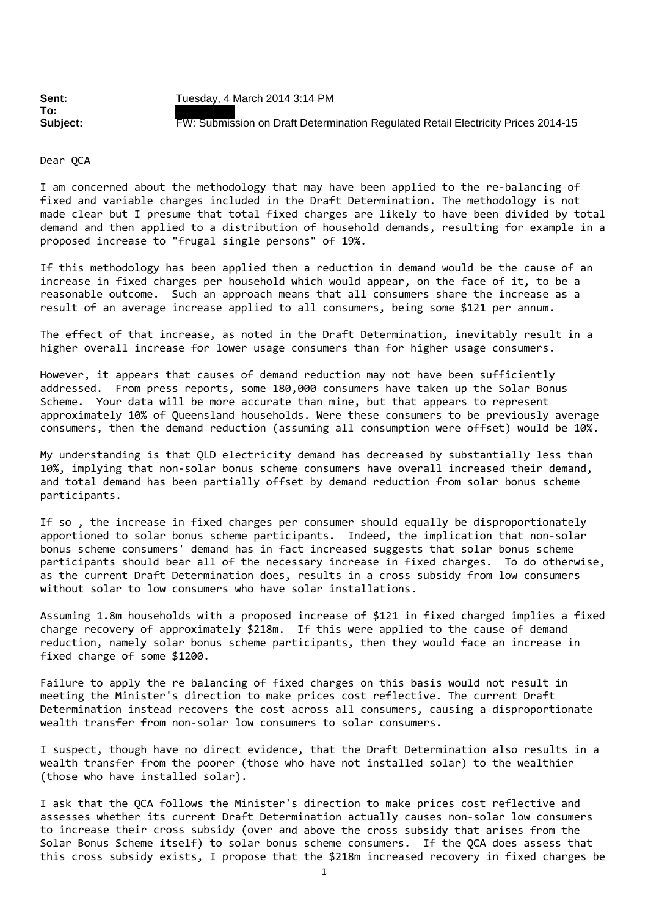**Sent:** Tuesday, 4 March 2014 3:14 PM
**To:**
**Subject:** FW: Submission on Draft Determination Regulated Retail Electricity Prices 2014-15

Dear QCA

I am concerned about the methodology that may have been applied to the re-balancing of fixed and variable charges included in the Draft Determination. The methodology is not made clear but I presume that total fixed charges are likely to have been divided by total demand and then applied to a distribution of household demands, resulting for example in a proposed increase to "frugal single persons" of 19%.

If this methodology has been applied then a reduction in demand would be the cause of an increase in fixed charges per household which would appear, on the face of it, to be a reasonable outcome. Such an approach means that all consumers share the increase as a result of an average increase applied to all consumers, being some $121 per annum.

The effect of that increase, as noted in the Draft Determination, inevitably result in a higher overall increase for lower usage consumers than for higher usage consumers.

However, it appears that causes of demand reduction may not have been sufficiently addressed. From press reports, some 180,000 consumers have taken up the Solar Bonus Scheme. Your data will be more accurate than mine, but that appears to represent approximately 10% of Queensland households. Were these consumers to be previously average consumers, then the demand reduction (assuming all consumption were offset) would be 10%.

My understanding is that QLD electricity demand has decreased by substantially less than 10%, implying that non-solar bonus scheme consumers have overall increased their demand, and total demand has been partially offset by demand reduction from solar bonus scheme participants.

If so , the increase in fixed charges per consumer should equally be disproportionately apportioned to solar bonus scheme participants. Indeed, the implication that non-solar bonus scheme consumers' demand has in fact increased suggests that solar bonus scheme participants should bear all of the necessary increase in fixed charges. To do otherwise, as the current Draft Determination does, results in a cross subsidy from low consumers without solar to low consumers who have solar installations.

Assuming 1.8m households with a proposed increase of $121 in fixed charged implies a fixed charge recovery of approximately $218m. If this were applied to the cause of demand reduction, namely solar bonus scheme participants, then they would face an increase in fixed charge of some $1200.

Failure to apply the re balancing of fixed charges on this basis would not result in meeting the Minister's direction to make prices cost reflective. The current Draft Determination instead recovers the cost across all consumers, causing a disproportionate wealth transfer from non-solar low consumers to solar consumers.

I suspect, though have no direct evidence, that the Draft Determination also results in a wealth transfer from the poorer (those who have not installed solar) to the wealthier (those who have installed solar).

I ask that the QCA follows the Minister's direction to make prices cost reflective and assesses whether its current Draft Determination actually causes non-solar low consumers to increase their cross subsidy (over and above the cross subsidy that arises from the Solar Bonus Scheme itself) to solar bonus scheme consumers. If the QCA does assess that this cross subsidy exists, I propose that the $218m increased recovery in fixed charges be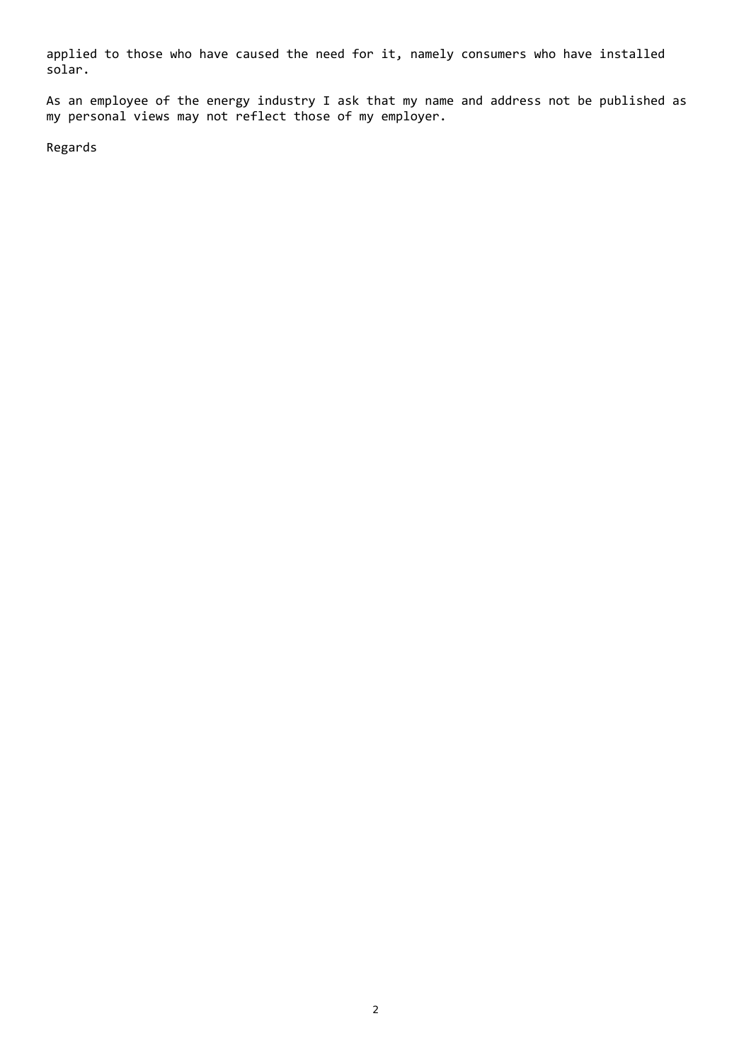applied to those who have caused the need for it, namely consumers who have installed solar.

As an employee of the energy industry I ask that my name and address not be published as my personal views may not reflect those of my employer.

Regards